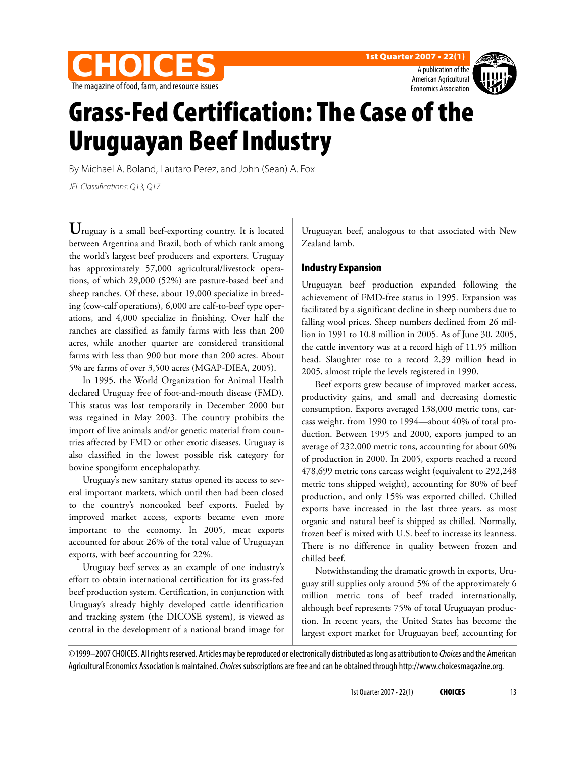# Grass-Fed Certification: The Case of the Uruguayan Beef Industry

By Michael A. Boland, Lautaro Perez, and John (Sean) A. Fox

*JEL Classifications: Q13, Q17*

Uruguay is a small beef-exporting country. It is located between Argentina and Brazil, both of which rank among the world's largest beef producers and exporters. Uruguay has approximately 57,000 agricultural/livestock operations, of which 29,000 (52%) are pasture-based beef and sheep ranches. Of these, about 19,000 specialize in breeding (cow-calf operations), 6,000 are calf-to-beef type operations, and 4,000 specialize in finishing. Over half the ranches are classified as family farms with less than 200 acres, while another quarter are considered transitional farms with less than 900 but more than 200 acres. About 5% are farms of over 3,500 acres (MGAP-DIEA, 2005).

In 1995, the World Organization for Animal Health declared Uruguay free of foot-and-mouth disease (FMD). This status was lost temporarily in December 2000 but was regained in May 2003. The country prohibits the import of live animals and/or genetic material from countries affected by FMD or other exotic diseases. Uruguay is also classified in the lowest possible risk category for bovine spongiform encephalopathy.

Uruguay's new sanitary status opened its access to several important markets, which until then had been closed to the country's noncooked beef exports. Fueled by improved market access, exports became even more important to the economy. In 2005, meat exports accounted for about 26% of the total value of Uruguayan exports, with beef accounting for 22%.

Uruguay beef serves as an example of one industry's effort to obtain international certification for its grass-fed beef production system. Certification, in conjunction with Uruguay's already highly developed cattle identification and tracking system (the DICOSE system), is viewed as central in the development of a national brand image for Uruguayan beef, analogous to that associated with New Zealand lamb.

## Industry Expansion

Uruguayan beef production expanded following the achievement of FMD-free status in 1995. Expansion was facilitated by a significant decline in sheep numbers due to falling wool prices. Sheep numbers declined from 26 million in 1991 to 10.8 million in 2005. As of June 30, 2005, the cattle inventory was at a record high of 11.95 million head. Slaughter rose to a record 2.39 million head in 2005, almost triple the levels registered in 1990.

Beef exports grew because of improved market access, productivity gains, and small and decreasing domestic consumption. Exports averaged 138,000 metric tons, carcass weight, from 1990 to 1994—about 40% of total production. Between 1995 and 2000, exports jumped to an average of 232,000 metric tons, accounting for about 60% of production in 2000. In 2005, exports reached a record 478,699 metric tons carcass weight (equivalent to 292,248 metric tons shipped weight), accounting for 80% of beef production, and only 15% was exported chilled. Chilled exports have increased in the last three years, as most organic and natural beef is shipped as chilled. Normally, frozen beef is mixed with U.S. beef to increase its leanness. There is no difference in quality between frozen and chilled beef.

Notwithstanding the dramatic growth in exports, Uruguay still supplies only around 5% of the approximately 6 million metric tons of beef traded internationally, although beef represents 75% of total Uruguayan production. In recent years, the United States has become the largest export market for Uruguayan beef, accounting for

©1999–2007 CHOICES. All rights reserved. Articles may be reproduced or electronically distributed as long as attribution to *Choices* and the American Agricultural Economics Association is maintained. *Choices* subscriptions are free and can be obtained through http://www.choicesmagazine.org.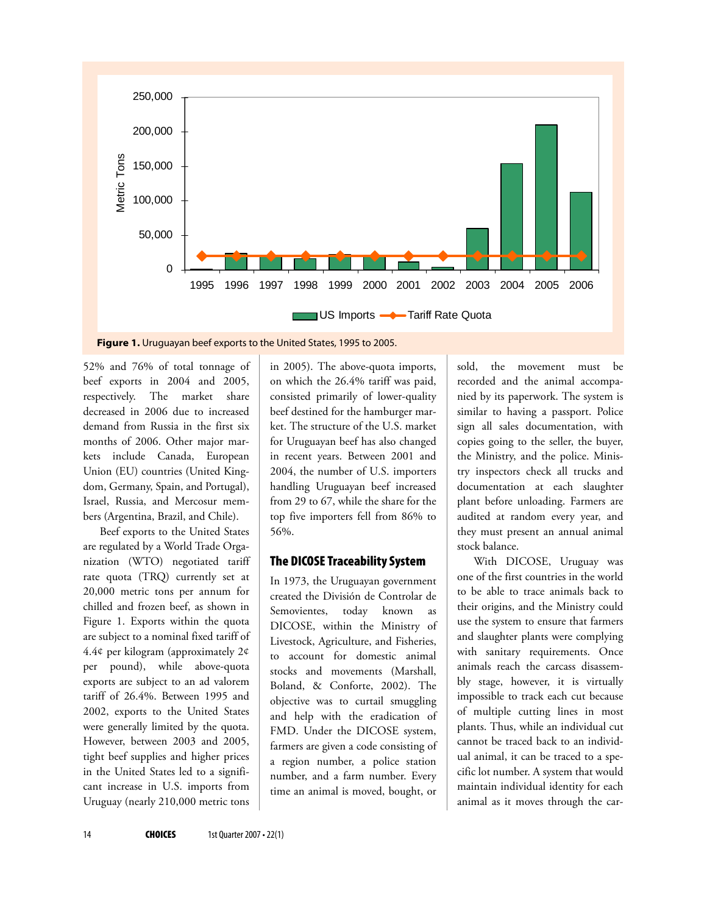**Figure 1.** Uruguayan beef exports to the United States, 1995 to 2005.

52% and 76% of total tonnage of beef exports in 2004 and 2005, respectively. The market share decreased in 2006 due to increased demand from Russia in the first six months of 2006. Other major markets include Canada, European Union (EU) countries (United Kingdom, Germany, Spain, and Portugal), Israel, Russia, and Mercosur members (Argentina, Brazil, and Chile).

Beef exports to the United States are regulated by a World Trade Organization (WTO) negotiated tariff rate quota (TRQ) currently set at 20,000 metric tons per annum for chilled and frozen beef, as shown in Figure 1. Exports within the quota are subject to a nominal fixed tariff of 4.4¢ per kilogram (approximately 2¢ per pound), while above-quota exports are subject to an ad valorem tariff of 26.4%. Between 1995 and 2002, exports to the United States were generally limited by the quota. However, between 2003 and 2005, tight beef supplies and higher prices in the United States led to a significant increase in U.S. imports from Uruguay (nearly 210,000 metric tons in 2005). The above-quota imports, on which the 26.4% tariff was paid, consisted primarily of lower-quality beef destined for the hamburger market. The structure of the U.S. market for Uruguayan beef has also changed in recent years. Between 2001 and 2004, the number of U.S. importers handling Uruguayan beef increased from 29 to 67, while the share for the top five importers fell from 86% to 56%.

## The DICOSE Traceability System

In 1973, the Uruguayan government created the División de Controlar de Semovientes, today known as DICOSE, within the Ministry of Livestock, Agriculture, and Fisheries, to account for domestic animal stocks and movements (Marshall, Boland, & Conforte, 2002). The objective was to curtail smuggling and help with the eradication of FMD. Under the DICOSE system, farmers are given a code consisting of a region number, a police station number, and a farm number. Every time an animal is moved, bought, or sold, the movement must be recorded and the animal accompanied by its paperwork. The system is similar to having a passport. Police sign all sales documentation, with copies going to the seller, the buyer, the Ministry, and the police. Ministry inspectors check all trucks and documentation at each slaughter plant before unloading. Farmers are audited at random every year, and they must present an annual animal stock balance.

With DICOSE, Uruguay was one of the first countries in the world to be able to trace animals back to their origins, and the Ministry could use the system to ensure that farmers and slaughter plants were complying with sanitary requirements. Once animals reach the carcass disassembly stage, however, it is virtually impossible to track each cut because of multiple cutting lines in most plants. Thus, while an individual cut cannot be traced back to an individual animal, it can be traced to a specific lot number. A system that would maintain individual identity for each animal as it moves through the car-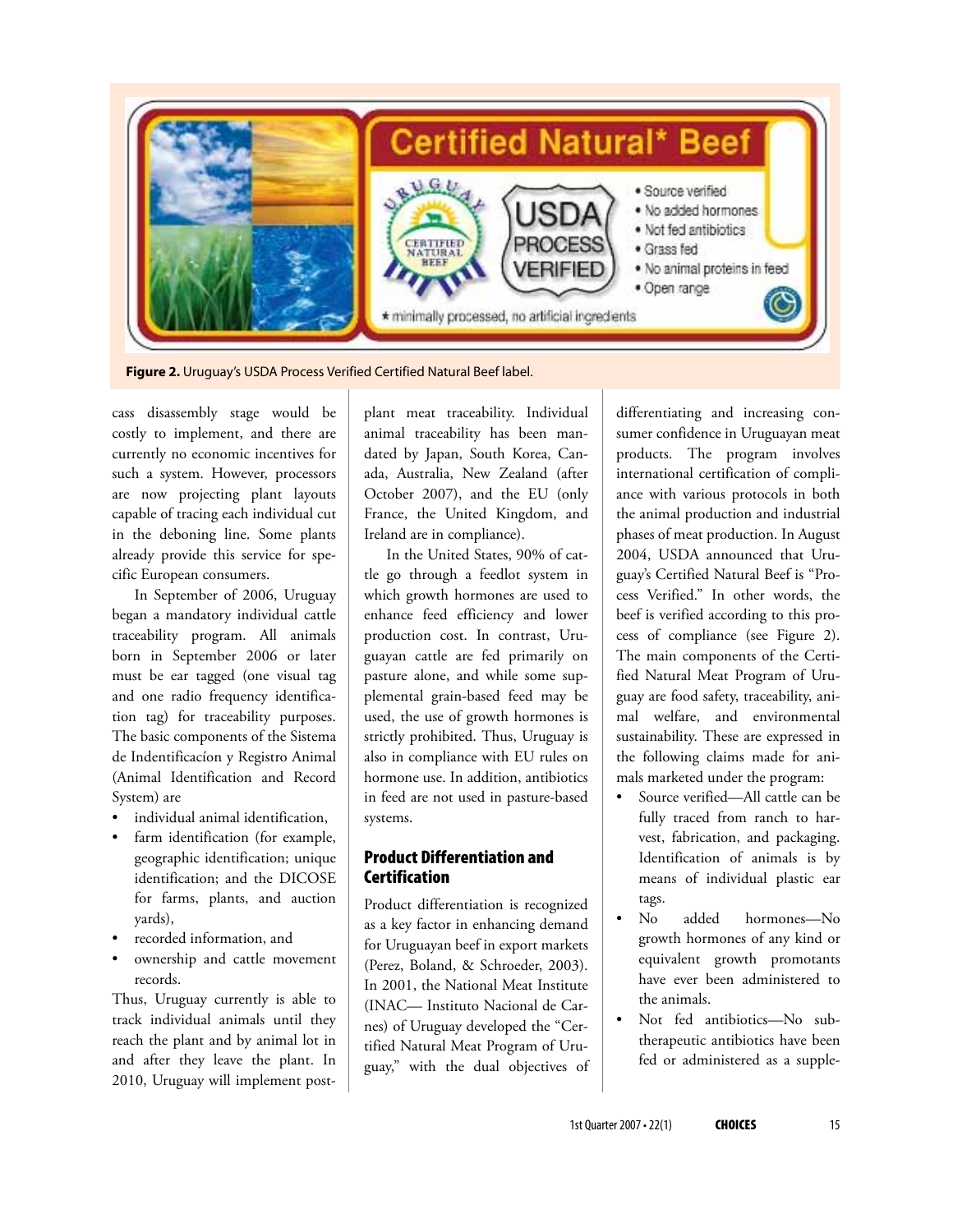Figure 2. Uruguay's USDA Process Verified Certified Natural Beef label.

cass disassembly stage would be costly to implement, and there are currently no economic incentives for such a system. However, processors are now projecting plant layouts capable of tracing each individual cut in the deboning line. Some plants already provide this service for specific European consumers.

In September of 2006, Uruguay began a mandatory individual cattle traceability program. All animals born in September 2006 or later must be ear tagged (one visual tag and one radio frequency identification tag) for traceability purposes. The basic components of the Sistema de Indentificacíon y Registro Animal (Animal Identification and Record System) are

- individual animal identification,
- farm identification (for example, geographic identification; unique identification; and the DICOSE for farms, plants, and auction yards),
- recorded information, and
- ownership and cattle movement records.

Thus, Uruguay currently is able to track individual animals until they reach the plant and by animal lot in and after they leave the plant. In 2010, Uruguay will implement post-plant meat traceability. Individual animal traceability has been mandated by Japan, South Korea, Canada, Australia, New Zealand (after October 2007), and the EU (only France, the United Kingdom, and Ireland are in compliance).

In the United States, 90% of cattle go through a feedlot system in which growth hormones are used to enhance feed efficiency and lower production cost. In contrast, Uruguayan cattle are fed primarily on pasture alone, and while some supplemental grain-based feed may be used, the use of growth hormones is strictly prohibited. Thus, Uruguay is also in compliance with EU rules on hormone use. In addition, antibiotics in feed are not used in pasture-based systems.

## Product Differentiation and Certification

Product differentiation is recognized as a key factor in enhancing demand for Uruguayan beef in export markets (Perez, Boland, & Schroeder, 2003). In 2001, the National Meat Institute (INAC— Instituto Nacional de Carnes) of Uruguay developed the "Certified Natural Meat Program of Uruguay," with the dual objectives of differentiating and increasing consumer confidence in Uruguayan meat products. The program involves international certification of compliance with various protocols in both the animal production and industrial phases of meat production. In August 2004, USDA announced that Uruguay's Certified Natural Beef is "Process Verified." In other words, the beef is verified according to this process of compliance (see Figure 2). The main components of the Certified Natural Meat Program of Uruguay are food safety, traceability, animal welfare, and environmental sustainability. These are expressed in the following claims made for animals marketed under the program:

- Source verified—All cattle can be fully traced from ranch to harvest, fabrication, and packaging. Identification of animals is by means of individual plastic ear tags.
- No added hormones—No growth hormones of any kind or equivalent growth promotants have ever been administered to the animals.
- Not fed antibiotics—No subtherapeutic antibiotics have been fed or administered as a supple-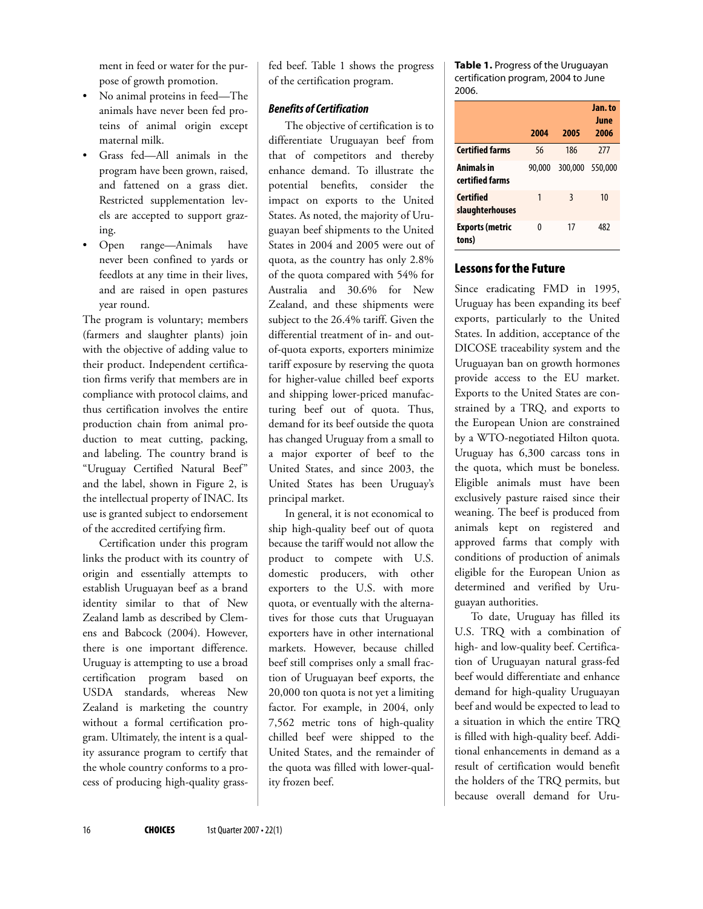ment in feed or water for the purpose of growth promotion.

- No animal proteins in feed—The animals have never been fed proteins of animal origin except maternal milk.
- Grass fed—All animals in the program have been grown, raised, and fattened on a grass diet. Restricted supplementation levels are accepted to support grazing.
- Open range—Animals have never been confined to yards or feedlots at any time in their lives, and are raised in open pastures year round.

The program is voluntary; members (farmers and slaughter plants) join with the objective of adding value to their product. Independent certification firms verify that members are in compliance with protocol claims, and thus certification involves the entire production chain from animal production to meat cutting, packing, and labeling. The country brand is "Uruguay Certified Natural Beef" and the label, shown in Figure 2, is the intellectual property of INAC. Its use is granted subject to endorsement of the accredited certifying firm.

Certification under this program links the product with its country of origin and essentially attempts to establish Uruguayan beef as a brand identity similar to that of New Zealand lamb as described by Clemens and Babcock (2004). However, there is one important difference. Uruguay is attempting to use a broad certification program based on USDA standards, whereas New Zealand is marketing the country without a formal certification program. Ultimately, the intent is a quality assurance program to certify that the whole country conforms to a process of producing high-quality grass-fed beef. Table 1 shows the progress of the certification program.

### *Benefits of Certification*

The objective of certification is to differentiate Uruguayan beef from that of competitors and thereby enhance demand. To illustrate the potential benefits, consider the impact on exports to the United States. As noted, the majority of Uruguayan beef shipments to the United States in 2004 and 2005 were out of quota, as the country has only 2.8% of the quota compared with 54% for Australia and 30.6% for New Zealand, and these shipments were subject to the 26.4% tariff. Given the differential treatment of in- and out-of-quota exports, exporters minimize tariff exposure by reserving the quota for higher-value chilled beef exports and shipping lower-priced manufacturing beef out of quota. Thus, demand for its beef outside the quota has changed Uruguay from a small to a major exporter of beef to the United States, and since 2003, the United States has been Uruguay's principal market.

In general, it is not economical to ship high-quality beef out of quota because the tariff would not allow the product to compete with U.S. domestic producers, with other exporters to the U.S. with more quota, or eventually with the alternatives for those cuts that Uruguayan exporters have in other international markets. However, because chilled beef still comprises only a small fraction of Uruguayan beef exports, the 20,000 ton quota is not yet a limiting factor. For example, in 2004, only 7,562 metric tons of high-quality chilled beef were shipped to the United States, and the remainder of the quota was filled with lower-quality frozen beef.

**Table 1.** Progress of the Uruguayan certification program, 2004 to June 2006.

| | 2004 | 2005 | Jan. to June 2006 |
|---|---|---|---|
| **Certified farms** | 56 | 186 | 277 |
| **Animals in certified farms** | 90,000 | 300,000 | 550,000 |
| **Certified slaughterhouses** | 1 | 3 | 10 |
| **Exports (metric tons)** | 0 | 17 | 482 |

## Lessons for the Future

Since eradicating FMD in 1995, Uruguay has been expanding its beef exports, particularly to the United States. In addition, acceptance of the DICOSE traceability system and the Uruguayan ban on growth hormones provide access to the EU market. Exports to the United States are constrained by a TRQ, and exports to the European Union are constrained by a WTO-negotiated Hilton quota. Uruguay has 6,300 carcass tons in the quota, which must be boneless. Eligible animals must have been exclusively pasture raised since their weaning. The beef is produced from animals kept on registered and approved farms that comply with conditions of production of animals eligible for the European Union as determined and verified by Uruguayan authorities.

To date, Uruguay has filled its U.S. TRQ with a combination of high- and low-quality beef. Certification of Uruguayan natural grass-fed beef would differentiate and enhance demand for high-quality Uruguayan beef and would be expected to lead to a situation in which the entire TRQ is filled with high-quality beef. Additional enhancements in demand as a result of certification would benefit the holders of the TRQ permits, but because overall demand for Uru-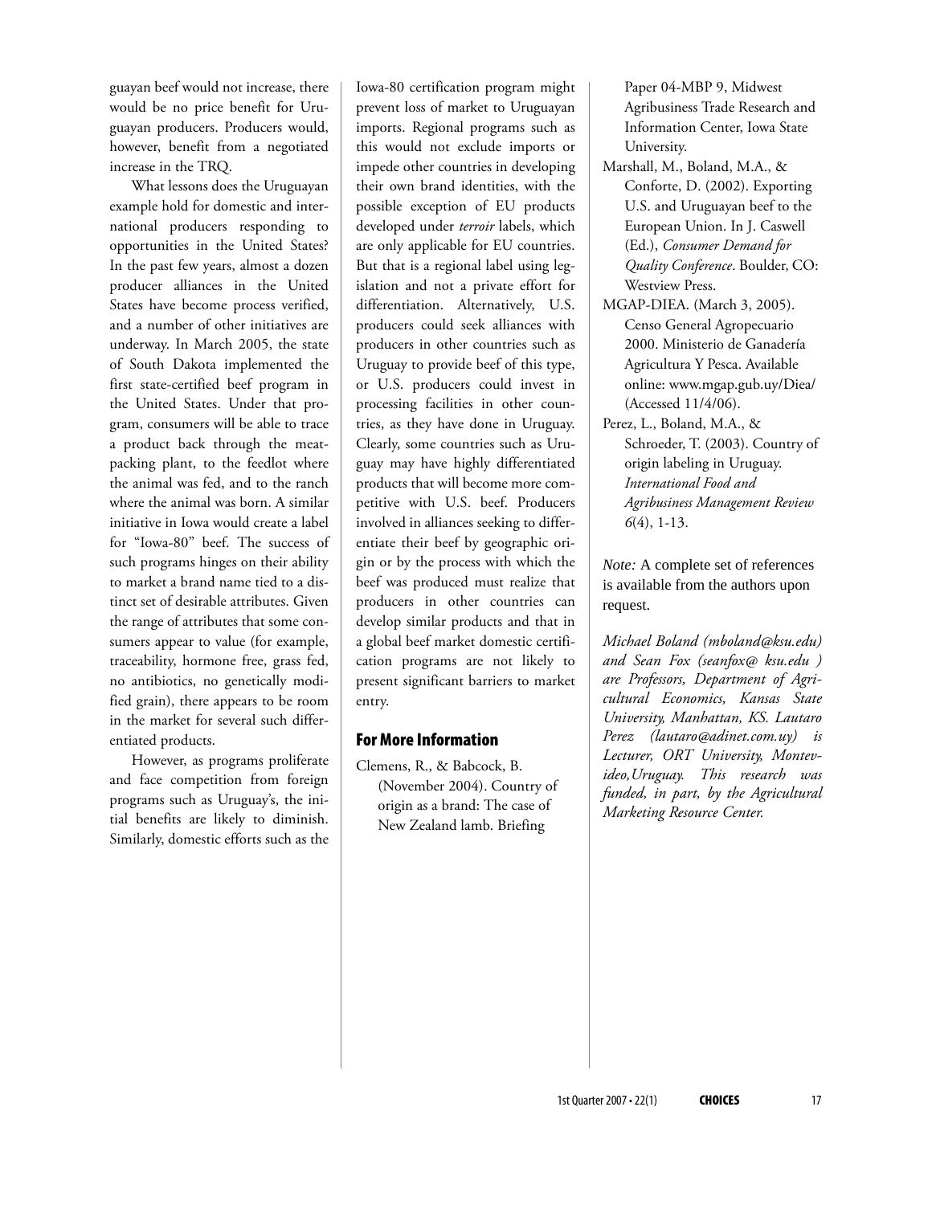guayan beef would not increase, there would be no price benefit for Uruguayan producers. Producers would, however, benefit from a negotiated increase in the TRQ.

What lessons does the Uruguayan example hold for domestic and international producers responding to opportunities in the United States? In the past few years, almost a dozen producer alliances in the United States have become process verified, and a number of other initiatives are underway. In March 2005, the state of South Dakota implemented the first state-certified beef program in the United States. Under that program, consumers will be able to trace a product back through the meatpacking plant, to the feedlot where the animal was fed, and to the ranch where the animal was born. A similar initiative in Iowa would create a label for "Iowa-80" beef. The success of such programs hinges on their ability to market a brand name tied to a distinct set of desirable attributes. Given the range of attributes that some consumers appear to value (for example, traceability, hormone free, grass fed, no antibiotics, no genetically modified grain), there appears to be room in the market for several such differentiated products.

However, as programs proliferate and face competition from foreign programs such as Uruguay's, the initial benefits are likely to diminish. Similarly, domestic efforts such as the Iowa-80 certification program might prevent loss of market to Uruguayan imports. Regional programs such as this would not exclude imports or impede other countries in developing their own brand identities, with the possible exception of EU products developed under *terroir* labels, which are only applicable for EU countries. But that is a regional label using legislation and not a private effort for differentiation. Alternatively, U.S. producers could seek alliances with producers in other countries such as Uruguay to provide beef of this type, or U.S. producers could invest in processing facilities in other countries, as they have done in Uruguay. Clearly, some countries such as Uruguay may have highly differentiated products that will become more competitive with U.S. beef. Producers involved in alliances seeking to differentiate their beef by geographic origin or by the process with which the beef was produced must realize that producers in other countries can develop similar products and that in a global beef market domestic certification programs are not likely to present significant barriers to market entry.

## For More Information

Clemens, R., & Babcock, B. (November 2004). Country of origin as a brand: The case of New Zealand lamb. Briefing Paper 04-MBP 9, Midwest Agribusiness Trade Research and Information Center, Iowa State University.

Marshall, M., Boland, M.A., & Conforte, D. (2002). Exporting U.S. and Uruguayan beef to the European Union. In J. Caswell (Ed.), *Consumer Demand for Quality Conference*. Boulder, CO: Westview Press.

MGAP-DIEA. (March 3, 2005). Censo General Agropecuario 2000. Ministerio de Ganadería Agricultura Y Pesca. Available online: www.mgap.gub.uy/Diea/ (Accessed 11/4/06).

Perez, L., Boland, M.A., & Schroeder, T. (2003). Country of origin labeling in Uruguay. *International Food and Agribusiness Management Review 6*(4), 1-13.

*Note:* A complete set of references is available from the authors upon request.

*Michael Boland (mboland@ksu.edu) and Sean Fox (seanfox@ ksu.edu ) are Professors, Department of Agricultural Economics, Kansas State University, Manhattan, KS. Lautaro Perez (lautaro@adinet.com.uy) is Lecturer, ORT University, Montevideo,Uruguay. This research was funded, in part, by the Agricultural Marketing Resource Center.*